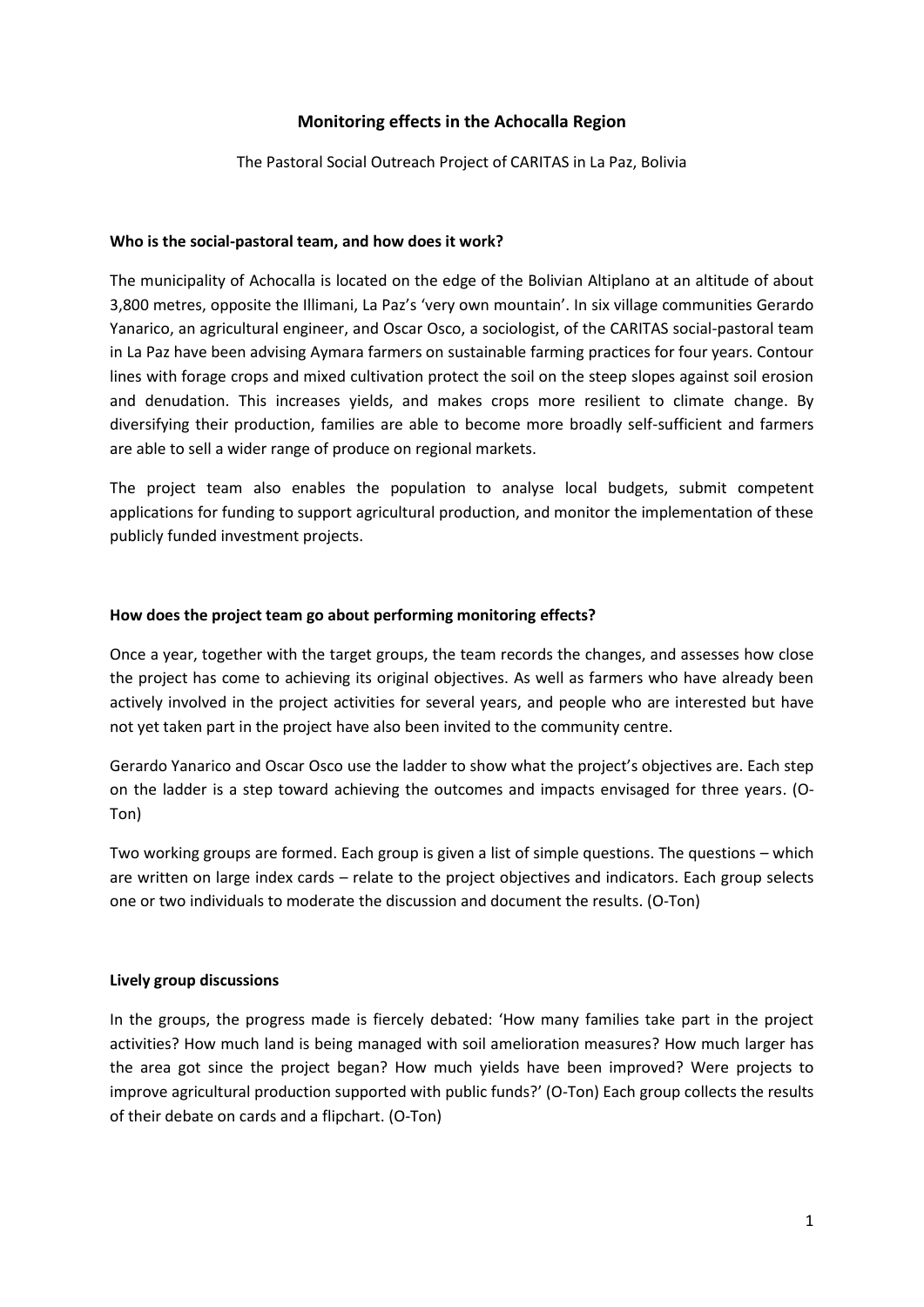# Monitoring effects in the Achocalla Region

The Pastoral Social Outreach Project of CARITAS in La Paz, Bolivia

## Who is the social-pastoral team, and how does it work?

The municipality of Achocalla is located on the edge of the Bolivian Altiplano at an altitude of about 3,800 metres, opposite the Illimani, La Paz's 'very own mountain'. In six village communities Gerardo Yanarico, an agricultural engineer, and Oscar Osco, a sociologist, of the CARITAS social-pastoral team in La Paz have been advising Aymara farmers on sustainable farming practices for four years. Contour lines with forage crops and mixed cultivation protect the soil on the steep slopes against soil erosion and denudation. This increases yields, and makes crops more resilient to climate change. By diversifying their production, families are able to become more broadly self-sufficient and farmers are able to sell a wider range of produce on regional markets.

The project team also enables the population to analyse local budgets, submit competent applications for funding to support agricultural production, and monitor the implementation of these publicly funded investment projects.

## How does the project team go about performing monitoring effects?

Once a year, together with the target groups, the team records the changes, and assesses how close the project has come to achieving its original objectives. As well as farmers who have already been actively involved in the project activities for several years, and people who are interested but have not yet taken part in the project have also been invited to the community centre.

Gerardo Yanarico and Oscar Osco use the ladder to show what the project's objectives are. Each step on the ladder is a step toward achieving the outcomes and impacts envisaged for three years. (O-Ton)

Two working groups are formed. Each group is given a list of simple questions. The questions – which are written on large index cards – relate to the project objectives and indicators. Each group selects one or two individuals to moderate the discussion and document the results. (O-Ton)

## Lively group discussions

In the groups, the progress made is fiercely debated: 'How many families take part in the project activities? How much land is being managed with soil amelioration measures? How much larger has the area got since the project began? How much yields have been improved? Were projects to improve agricultural production supported with public funds?' (O-Ton) Each group collects the results of their debate on cards and a flipchart. (O-Ton)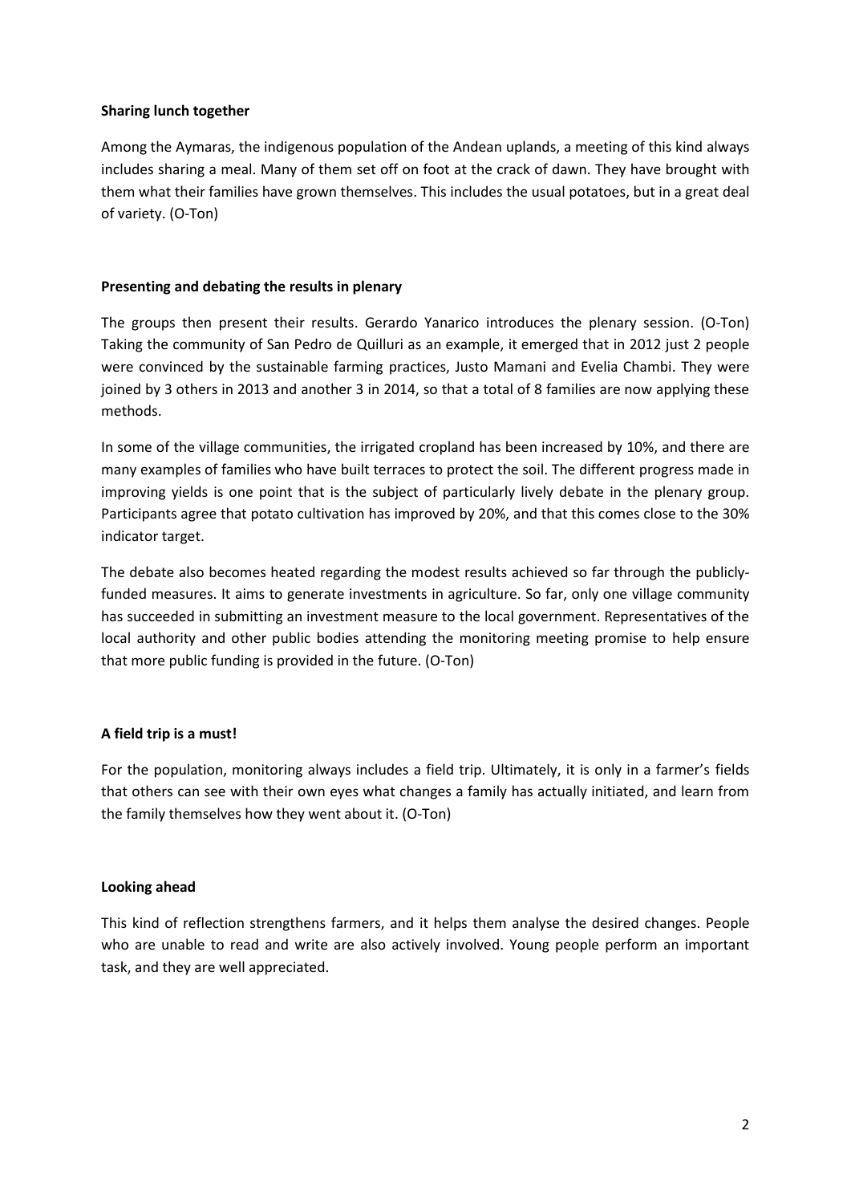**Sharing lunch together**

Among the Aymaras, the indigenous population of the Andean uplands, a meeting of this kind always includes sharing a meal. Many of them set off on foot at the crack of dawn. They have brought with them what their families have grown themselves. This includes the usual potatoes, but in a great deal of variety. (O-Ton)

**Presenting and debating the results in plenary**

The groups then present their results. Gerardo Yanarico introduces the plenary session. (O-Ton) Taking the community of San Pedro de Quilluri as an example, it emerged that in 2012 just 2 people were convinced by the sustainable farming practices, Justo Mamani and Evelia Chambi. They were joined by 3 others in 2013 and another 3 in 2014, so that a total of 8 families are now applying these methods.

In some of the village communities, the irrigated cropland has been increased by 10%, and there are many examples of families who have built terraces to protect the soil. The different progress made in improving yields is one point that is the subject of particularly lively debate in the plenary group. Participants agree that potato cultivation has improved by 20%, and that this comes close to the 30% indicator target.

The debate also becomes heated regarding the modest results achieved so far through the publicly-funded measures. It aims to generate investments in agriculture. So far, only one village community has succeeded in submitting an investment measure to the local government. Representatives of the local authority and other public bodies attending the monitoring meeting promise to help ensure that more public funding is provided in the future. (O-Ton)

**A field trip is a must!**

For the population, monitoring always includes a field trip. Ultimately, it is only in a farmer's fields that others can see with their own eyes what changes a family has actually initiated, and learn from the family themselves how they went about it. (O-Ton)

**Looking ahead**

This kind of reflection strengthens farmers, and it helps them analyse the desired changes. People who are unable to read and write are also actively involved. Young people perform an important task, and they are well appreciated.